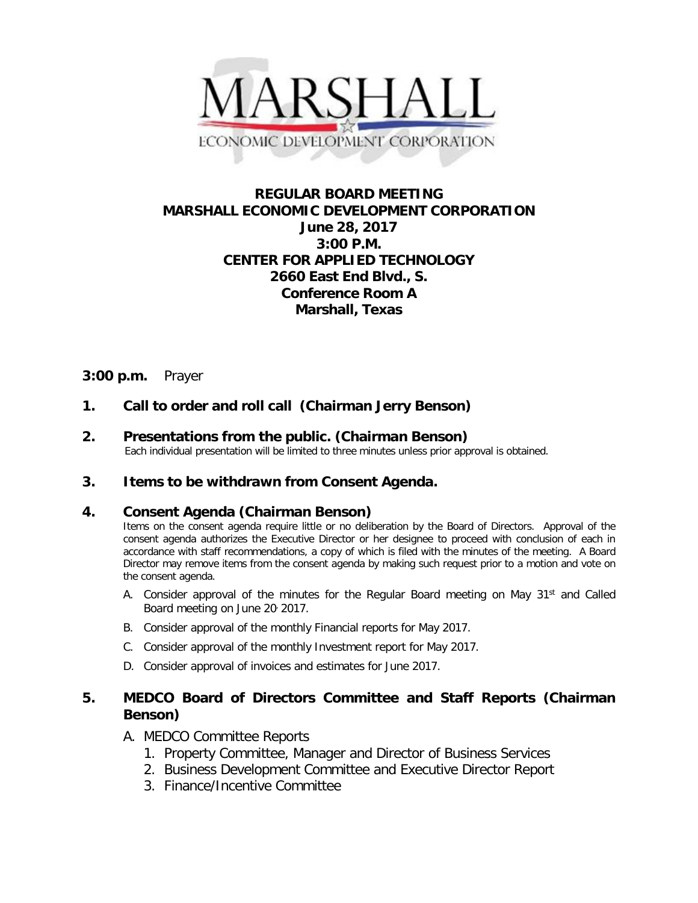MARSHALL

ECONOMIC DEVELOPMENT CORPORATION

**REGULAR BOARD MEETING**
**MARSHALL ECONOMIC DEVELOPMENT CORPORATION**
**June 28, 2017**
**3:00 P.M.**
**CENTER FOR APPLIED TECHNOLOGY**
**2660 East End Blvd., S.**
**Conference Room A**
**Marshall, Texas**

**3:00 p.m.** Prayer

**1. Call to order and roll call (Chairman Jerry Benson)**

**2. Presentations from the public. (Chairman Benson)**
Each individual presentation will be limited to three minutes unless prior approval is obtained.

**3. Items to be withdrawn from Consent Agenda.**

**4. Consent Agenda (Chairman Benson)**
Items on the consent agenda require little or no deliberation by the Board of Directors. Approval of the consent agenda authorizes the Executive Director or her designee to proceed with conclusion of each in accordance with staff recommendations, a copy of which is filed with the minutes of the meeting. A Board Director may remove items from the consent agenda by making such request prior to a motion and vote on the consent agenda.

A. Consider approval of the minutes for the Regular Board meeting on May 31st and Called Board meeting on June 20, 2017.

B. Consider approval of the monthly Financial reports for May 2017.

C. Consider approval of the monthly Investment report for May 2017.

D. Consider approval of invoices and estimates for June 2017.

**5. MEDCO Board of Directors Committee and Staff Reports (Chairman Benson)**

A. MEDCO Committee Reports

1. Property Committee, Manager and Director of Business Services
2. Business Development Committee and Executive Director Report
3. Finance/Incentive Committee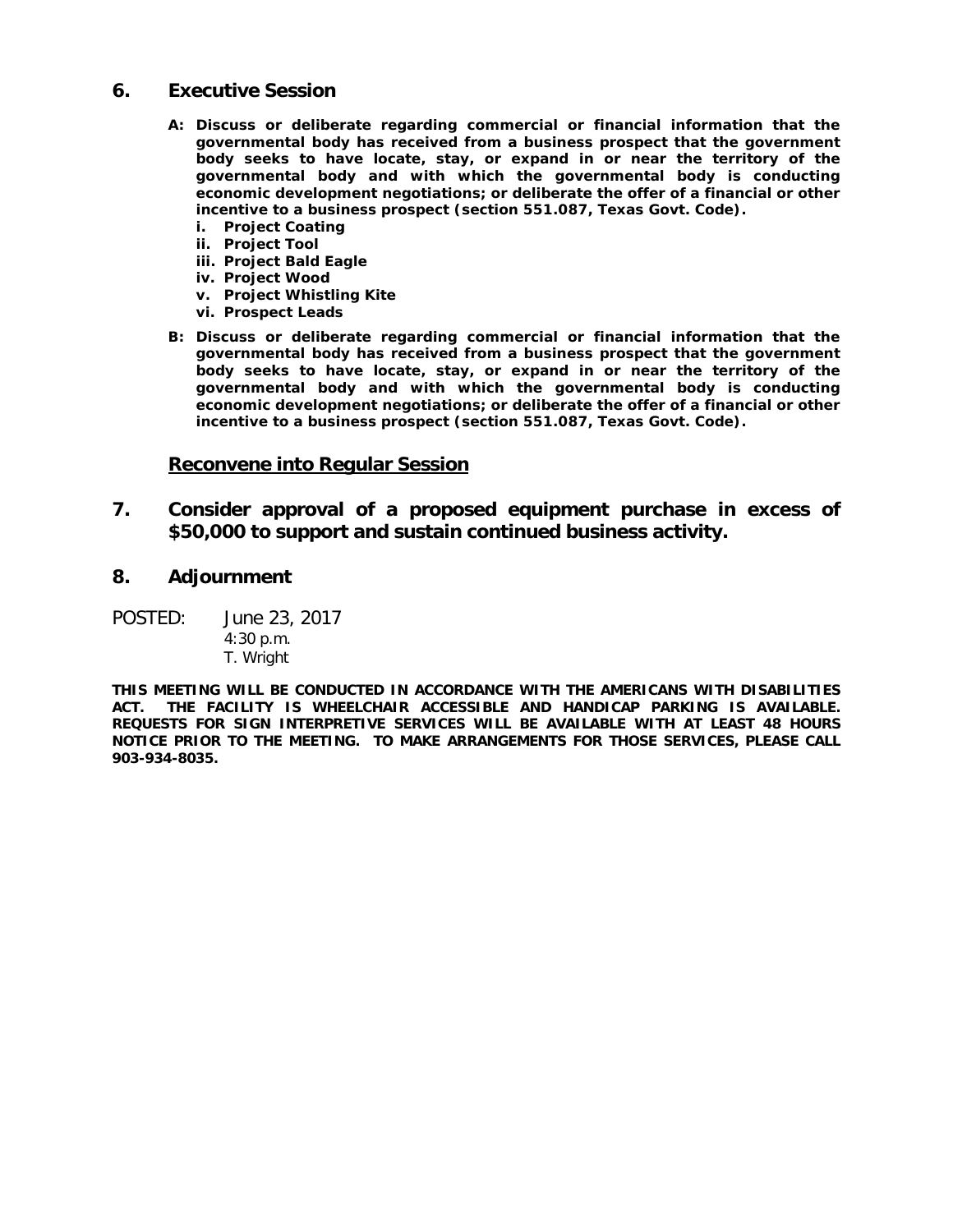## 6. Executive Session

**A: Discuss or deliberate regarding commercial or financial information that the governmental body has received from a business prospect that the government body seeks to have locate, stay, or expand in or near the territory of the governmental body and with which the governmental body is conducting economic development negotiations; or deliberate the offer of a financial or other incentive to a business prospect (section 551.087, Texas Govt. Code).**

- **i. Project Coating**
- **ii. Project Tool**
- **iii. Project Bald Eagle**
- **iv. Project Wood**
- **v. Project Whistling Kite**
- **vi. Prospect Leads**

**B: Discuss or deliberate regarding commercial or financial information that the governmental body has received from a business prospect that the government body seeks to have locate, stay, or expand in or near the territory of the governmental body and with which the governmental body is conducting economic development negotiations; or deliberate the offer of a financial or other incentive to a business prospect (section 551.087, Texas Govt. Code).**

**<u>Reconvene into Regular Session</u>**

## 7. Consider approval of a proposed equipment purchase in excess of $50,000 to support and sustain continued business activity.

## 8. Adjournment

POSTED: June 23, 2017
4:30 p.m.
T. Wright

**THIS MEETING WILL BE CONDUCTED IN ACCORDANCE WITH THE AMERICANS WITH DISABILITIES ACT. THE FACILITY IS WHEELCHAIR ACCESSIBLE AND HANDICAP PARKING IS AVAILABLE. REQUESTS FOR SIGN INTERPRETIVE SERVICES WILL BE AVAILABLE WITH AT LEAST 48 HOURS NOTICE PRIOR TO THE MEETING. TO MAKE ARRANGEMENTS FOR THOSE SERVICES, PLEASE CALL 903-934-8035.**